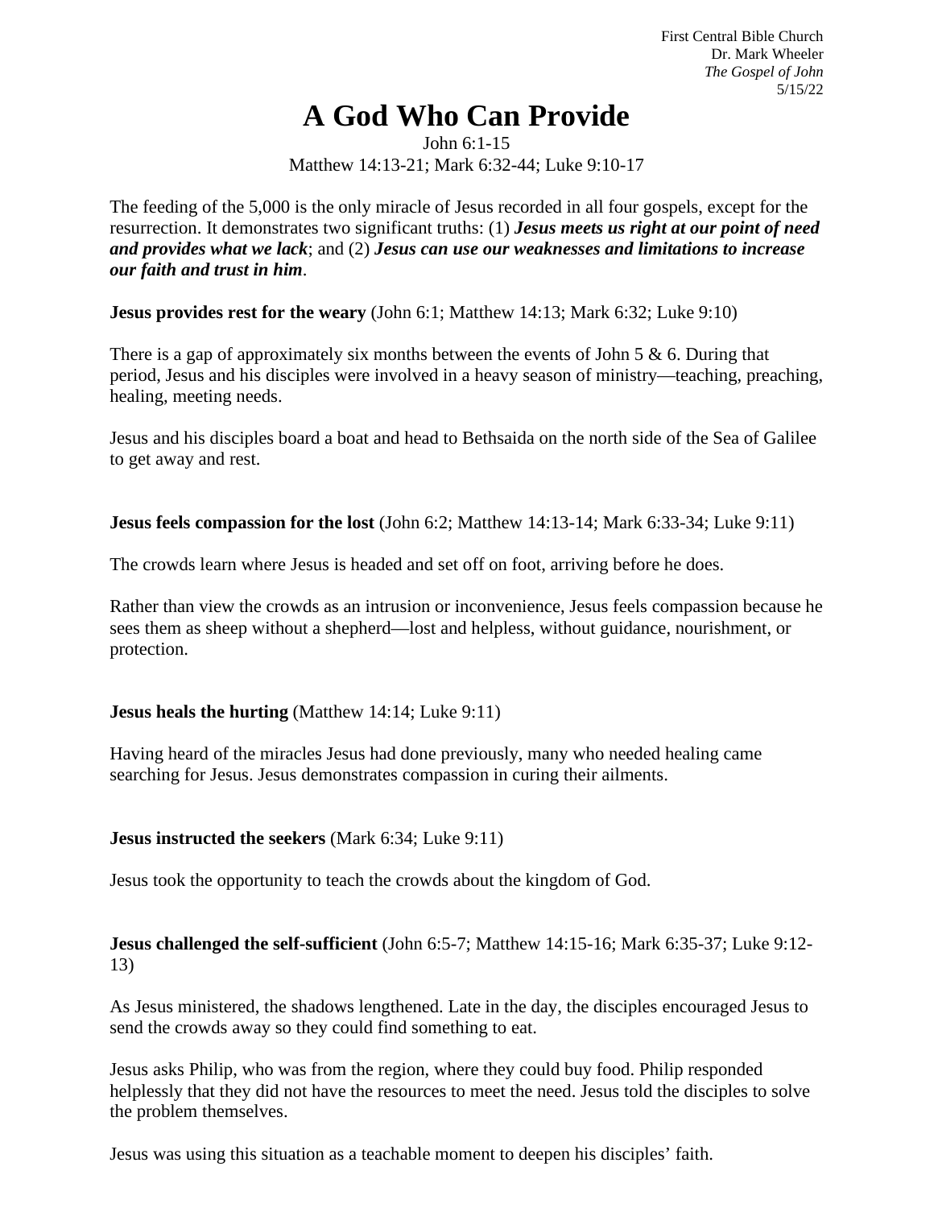First Central Bible Church
Dr. Mark Wheeler
*The Gospel of John*
5/15/22

# A God Who Can Provide

John 6:1-15
Matthew 14:13-21; Mark 6:32-44; Luke 9:10-17

The feeding of the 5,000 is the only miracle of Jesus recorded in all four gospels, except for the resurrection. It demonstrates two significant truths: (1) ***Jesus meets us right at our point of need and provides what we lack***; and (2) ***Jesus can use our weaknesses and limitations to increase our faith and trust in him***.

**Jesus provides rest for the weary** (John 6:1; Matthew 14:13; Mark 6:32; Luke 9:10)

There is a gap of approximately six months between the events of John 5 & 6. During that period, Jesus and his disciples were involved in a heavy season of ministry—teaching, preaching, healing, meeting needs.

Jesus and his disciples board a boat and head to Bethsaida on the north side of the Sea of Galilee to get away and rest.

**Jesus feels compassion for the lost** (John 6:2; Matthew 14:13-14; Mark 6:33-34; Luke 9:11)

The crowds learn where Jesus is headed and set off on foot, arriving before he does.

Rather than view the crowds as an intrusion or inconvenience, Jesus feels compassion because he sees them as sheep without a shepherd—lost and helpless, without guidance, nourishment, or protection.

**Jesus heals the hurting** (Matthew 14:14; Luke 9:11)

Having heard of the miracles Jesus had done previously, many who needed healing came searching for Jesus. Jesus demonstrates compassion in curing their ailments.

**Jesus instructed the seekers** (Mark 6:34; Luke 9:11)

Jesus took the opportunity to teach the crowds about the kingdom of God.

**Jesus challenged the self-sufficient** (John 6:5-7; Matthew 14:15-16; Mark 6:35-37; Luke 9:12-13)

As Jesus ministered, the shadows lengthened. Late in the day, the disciples encouraged Jesus to send the crowds away so they could find something to eat.

Jesus asks Philip, who was from the region, where they could buy food. Philip responded helplessly that they did not have the resources to meet the need. Jesus told the disciples to solve the problem themselves.

Jesus was using this situation as a teachable moment to deepen his disciples' faith.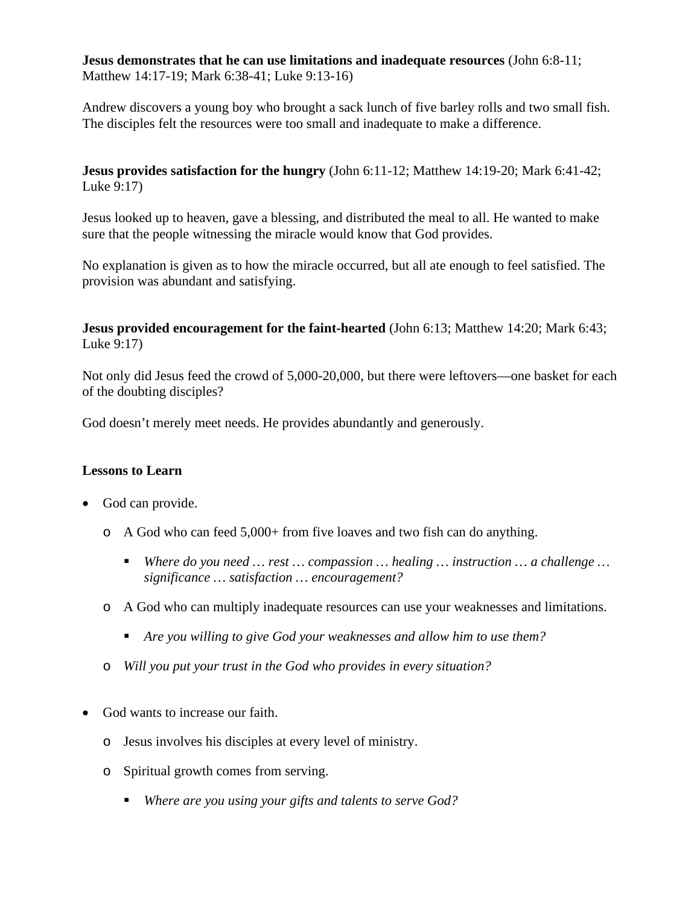**Jesus demonstrates that he can use limitations and inadequate resources** (John 6:8-11; Matthew 14:17-19; Mark 6:38-41; Luke 9:13-16)

Andrew discovers a young boy who brought a sack lunch of five barley rolls and two small fish. The disciples felt the resources were too small and inadequate to make a difference.

**Jesus provides satisfaction for the hungry** (John 6:11-12; Matthew 14:19-20; Mark 6:41-42; Luke 9:17)

Jesus looked up to heaven, gave a blessing, and distributed the meal to all. He wanted to make sure that the people witnessing the miracle would know that God provides.

No explanation is given as to how the miracle occurred, but all ate enough to feel satisfied. The provision was abundant and satisfying.

**Jesus provided encouragement for the faint-hearted** (John 6:13; Matthew 14:20; Mark 6:43; Luke 9:17)

Not only did Jesus feed the crowd of 5,000-20,000, but there were leftovers—one basket for each of the doubting disciples?

God doesn't merely meet needs. He provides abundantly and generously.

**Lessons to Learn**

- God can provide.
  - A God who can feed 5,000+ from five loaves and two fish can do anything.
    - *Where do you need … rest … compassion … healing … instruction … a challenge … significance … satisfaction … encouragement?*
  - A God who can multiply inadequate resources can use your weaknesses and limitations.
    - *Are you willing to give God your weaknesses and allow him to use them?*
  - *Will you put your trust in the God who provides in every situation?*

- God wants to increase our faith.
  - Jesus involves his disciples at every level of ministry.
  - Spiritual growth comes from serving.
    - *Where are you using your gifts and talents to serve God?*